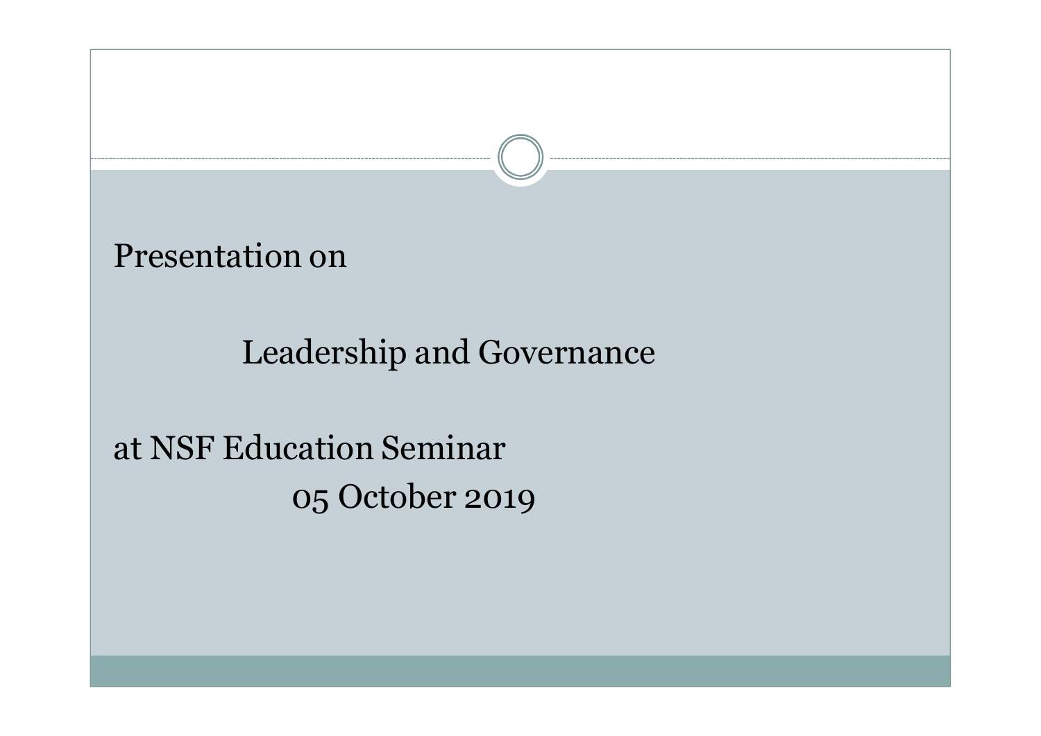Presentation on

# Leadership and Governance

at NSF Education Seminar

05 October 2019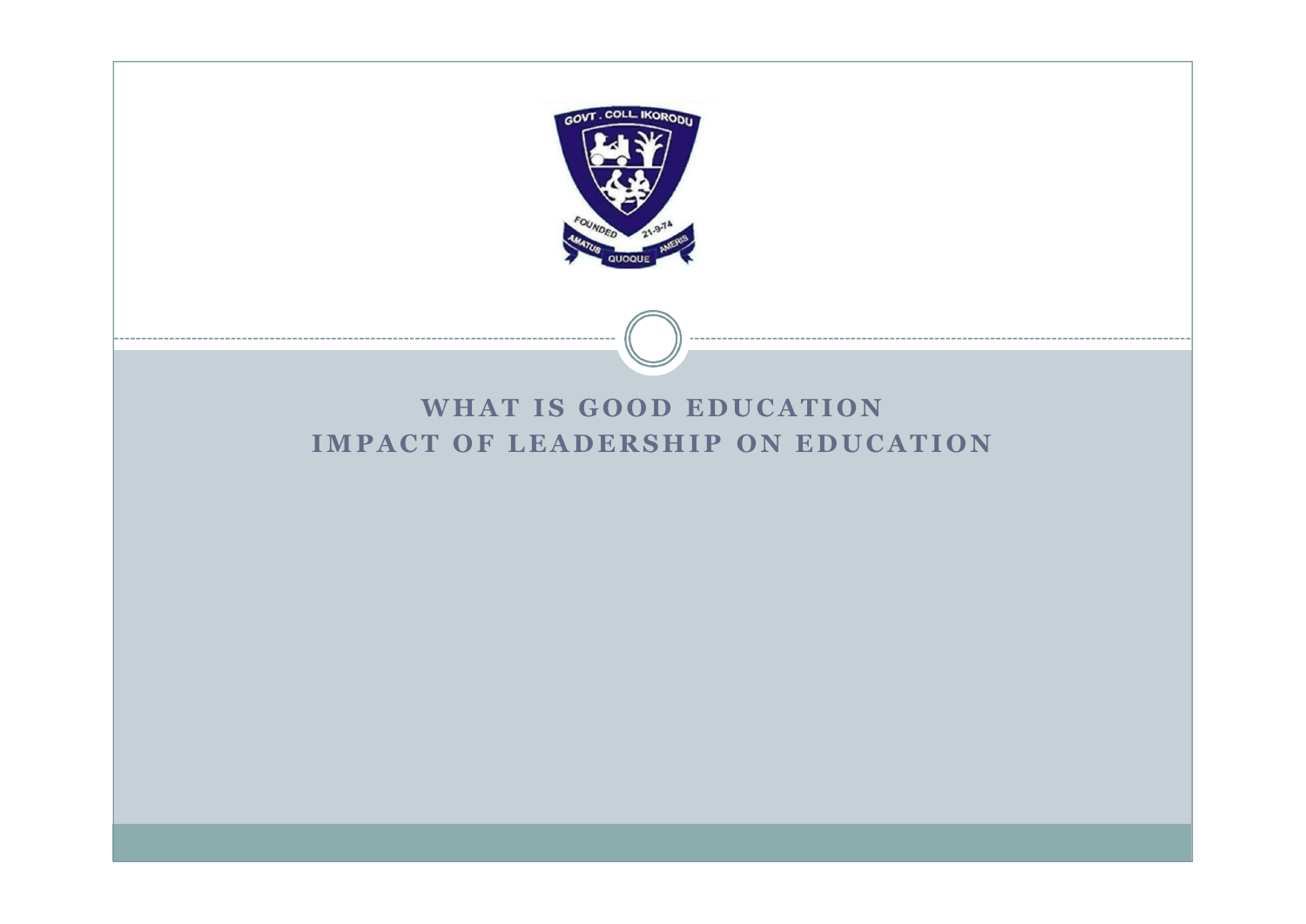# WHAT IS GOOD EDUCATION
# IMPACT OF LEADERSHIP ON EDUCATION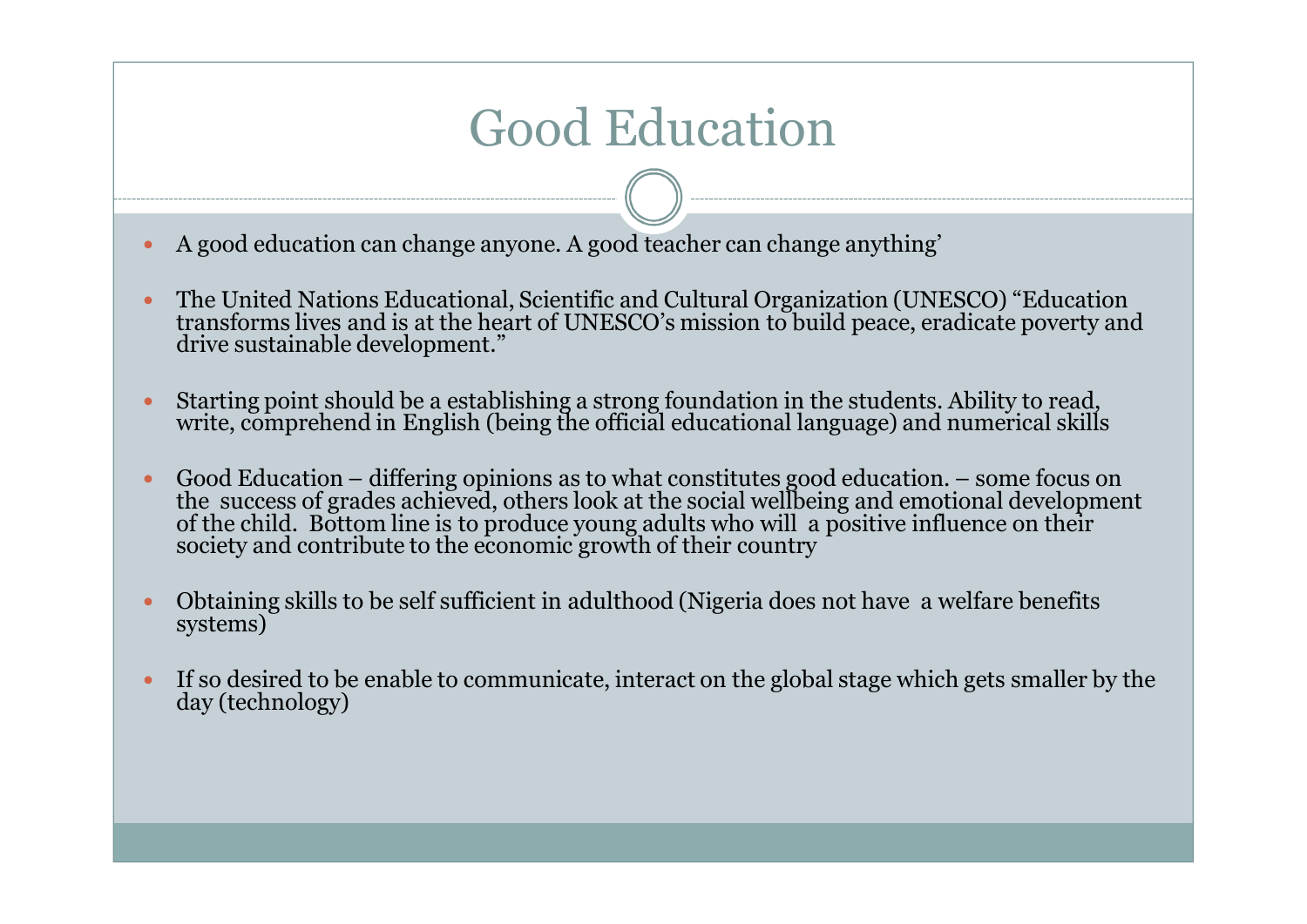# Good Education

- A good education can change anyone. A good teacher can change anything'
- The United Nations Educational, Scientific and Cultural Organization (UNESCO) "Education transforms lives and is at the heart of UNESCO's mission to build peace, eradicate poverty and drive sustainable development."
- Starting point should be a establishing a strong foundation in the students. Ability to read, write, comprehend in English (being the official educational language) and numerical skills
- Good Education – differing opinions as to what constitutes good education. – some focus on the success of grades achieved, others look at the social wellbeing and emotional development of the child. Bottom line is to produce young adults who will a positive influence on their society and contribute to the economic growth of their country
- Obtaining skills to be self sufficient in adulthood (Nigeria does not have a welfare benefits systems)
- If so desired to be enable to communicate, interact on the global stage which gets smaller by the day (technology)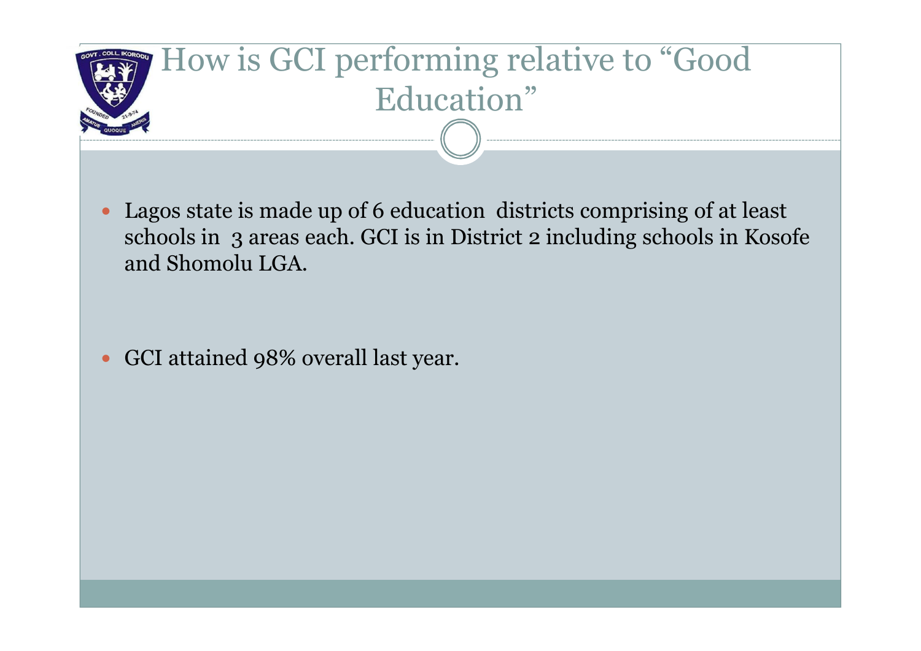# How is GCI performing relative to "Good Education"

- Lagos state is made up of 6 education districts comprising of at least schools in 3 areas each. GCI is in District 2 including schools in Kosofe and Shomolu LGA.

- GCI attained 98% overall last year.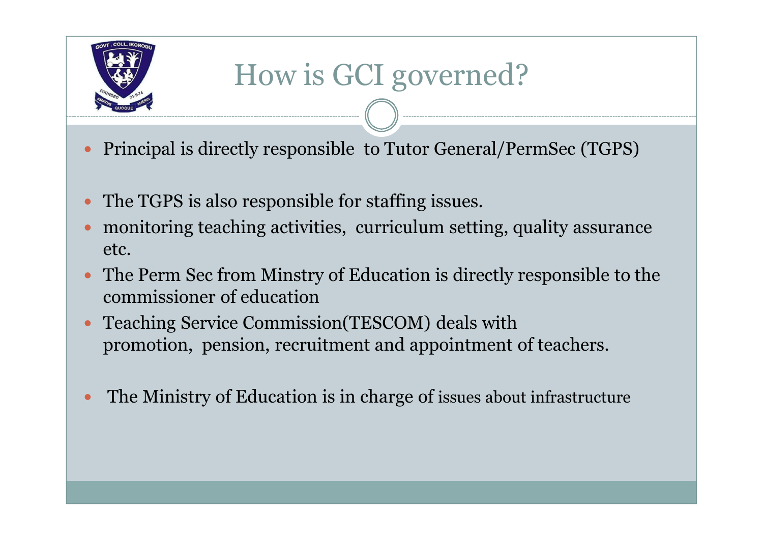# How is GCI governed?

- Principal is directly responsible to Tutor General/PermSec (TGPS)
- The TGPS is also responsible for staffing issues.
- monitoring teaching activities, curriculum setting, quality assurance etc.
- The Perm Sec from Minstry of Education is directly responsible to the commissioner of education
- Teaching Service Commission(TESCOM) deals with promotion, pension, recruitment and appointment of teachers.
- The Ministry of Education is in charge of issues about infrastructure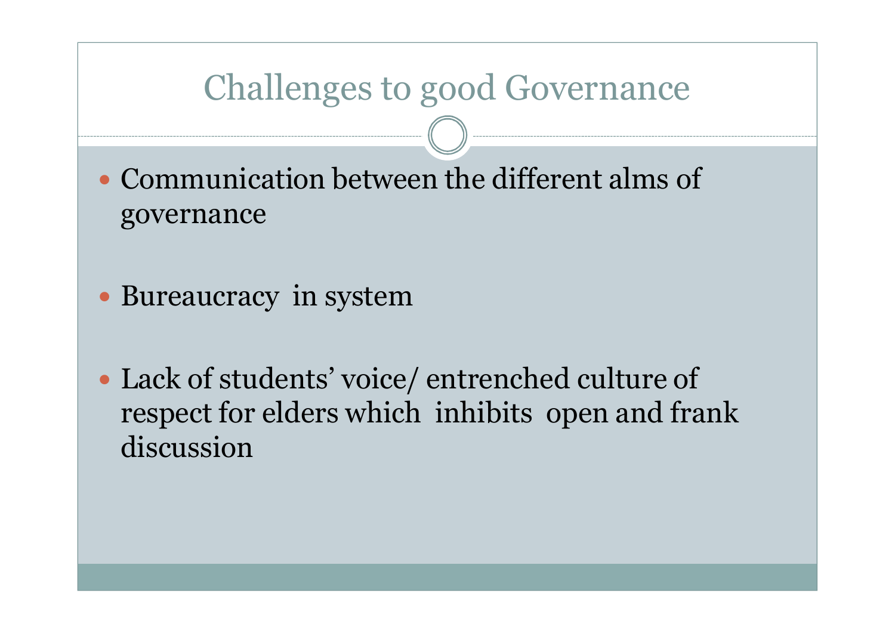# Challenges to good Governance

- Communication between the different alms of governance
- Bureaucracy in system
- Lack of students' voice/ entrenched culture of respect for elders which inhibits open and frank discussion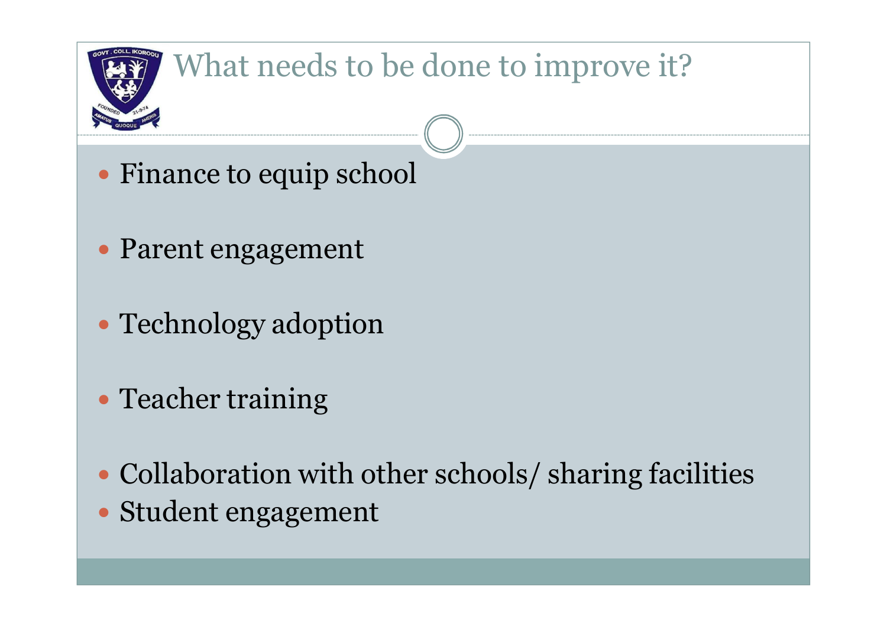# What needs to be done to improve it?

- Finance to equip school
- Parent engagement
- Technology adoption
- Teacher training
- Collaboration with other schools/ sharing facilities
- Student engagement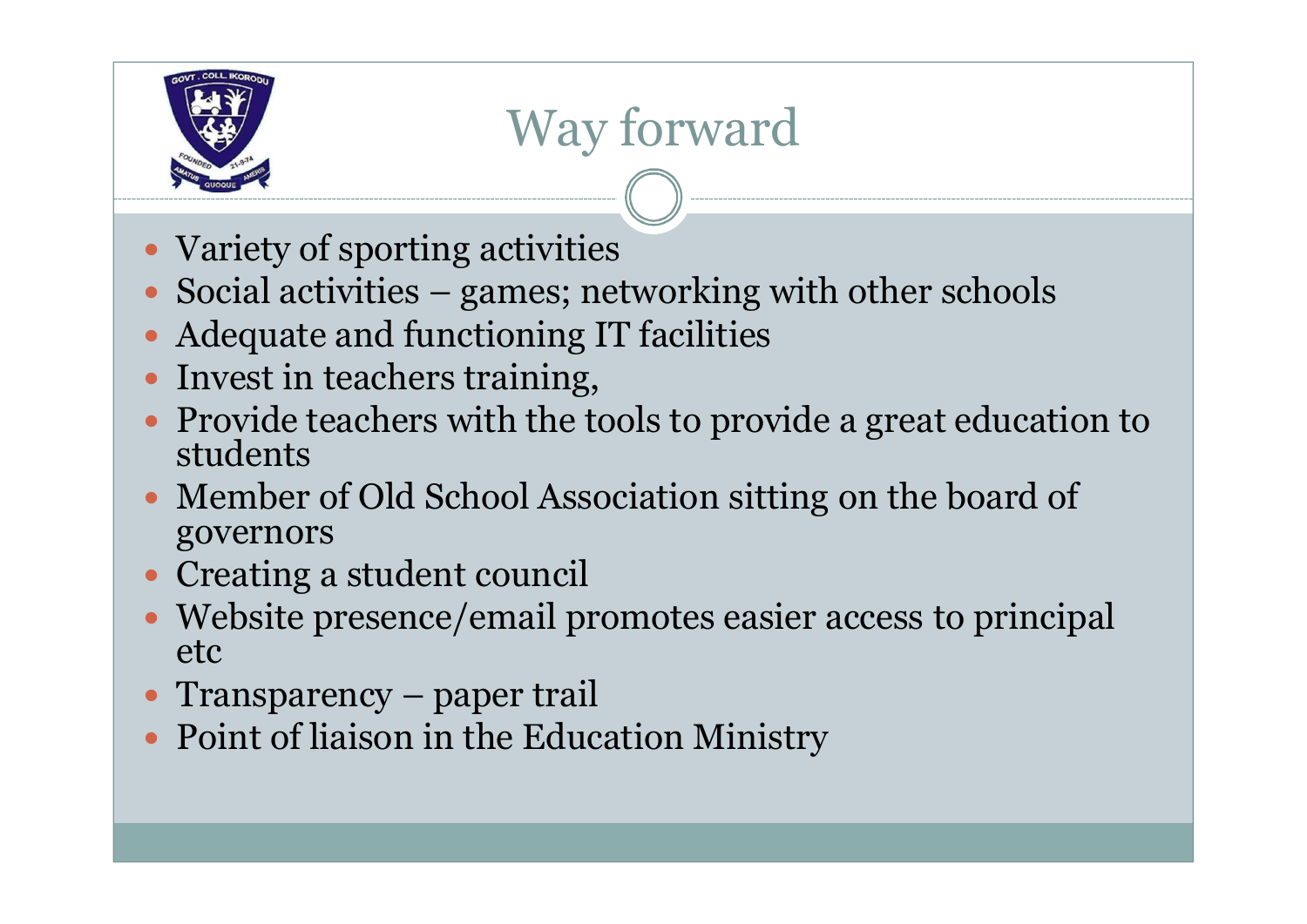# Way forward

- Variety of sporting activities
- Social activities – games; networking with other schools
- Adequate and functioning IT facilities
- Invest in teachers training,
- Provide teachers with the tools to provide a great education to students
- Member of Old School Association sitting on the board of governors
- Creating a student council
- Website presence/email promotes easier access to principal etc
- Transparency – paper trail
- Point of liaison in the Education Ministry